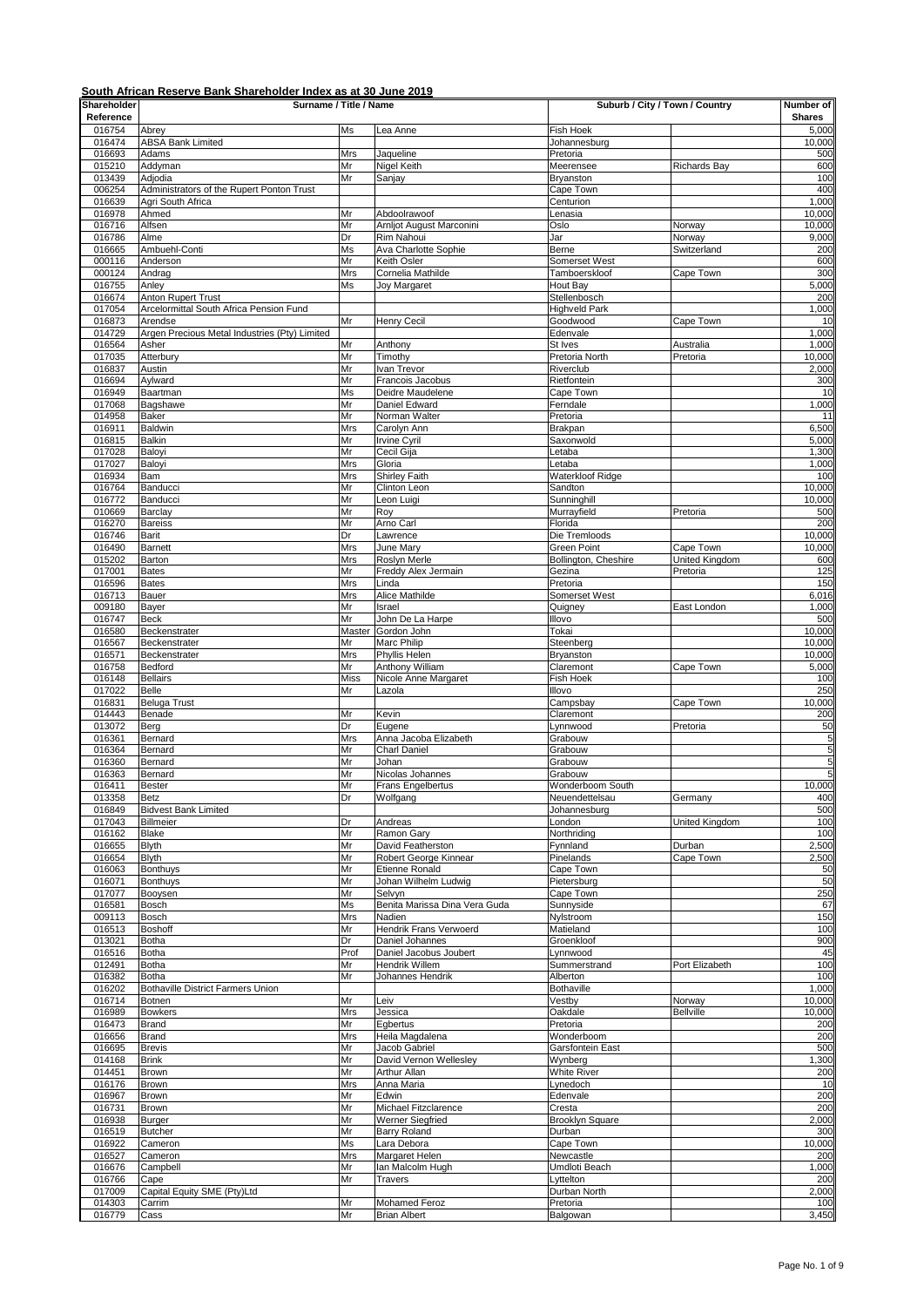# South African Reserve Bank Shareholder Index as at 30 June 2019

| Shareholder Reference | Surname / Title / Name | | | Suburb / City / Town / Country | | Number of Shares |
|---|---|---|---|---|---|---|
| 016754 | Abrey | Ms | Lea Anne | Fish Hoek | | 5,000 |
| 016474 | ABSA Bank Limited | | | Johannesburg | | 10,000 |
| 016693 | Adams | Mrs | Jaqueline | Pretoria | | 500 |
| 015210 | Addyman | Mr | Nigel Keith | Meerensee | Richards Bay | 600 |
| 013439 | Adjodia | Mr | Sanjay | Bryanston | | 100 |
| 006254 | Administrators of the Rupert Ponton Trust | | | Cape Town | | 400 |
| 016639 | Agri South Africa | | | Centurion | | 1,000 |
| 016978 | Ahmed | Mr | Abdoolrawoof | Lenasia | | 10,000 |
| 016716 | Alfsen | Mr | Arnljot August Marconini | Oslo | Norway | 10,000 |
| 016786 | Alme | Dr | Rim Nahoui | Jar | Norway | 9,000 |
| 016665 | Ambuehl-Conti | Ms | Ava Charlotte Sophie | Berne | Switzerland | 200 |
| 000116 | Anderson | Mr | Keith Osler | Somerset West | | 600 |
| 000124 | Andrag | Mrs | Cornelia Mathilde | Tamboerskloof | Cape Town | 300 |
| 016755 | Anley | Ms | Joy Margaret | Hout Bay | | 5,000 |
| 016674 | Anton Rupert Trust | | | Stellenbosch | | 200 |
| 017054 | Arcelormittal South Africa Pension Fund | | | Highveld Park | | 1,000 |
| 016873 | Arendse | Mr | Henry Cecil | Goodwood | Cape Town | 10 |
| 014729 | Argen Precious Metal Industries (Pty) Limited | | | Edenvale | | 1,000 |
| 016564 | Asher | Mr | Anthony | St Ives | Australia | 1,000 |
| 017035 | Atterbury | Mr | Timothy | Pretoria North | Pretoria | 10,000 |
| 016837 | Austin | Mr | Ivan Trevor | Riverclub | | 2,000 |
| 016694 | Aylward | Mr | Francois Jacobus | Rietfontein | | 300 |
| 016949 | Baartman | Ms | Deidre Maudelene | Cape Town | | 10 |
| 017068 | Bagshawe | Mr | Daniel Edward | Ferndale | | 1,000 |
| 014958 | Baker | Mr | Norman Walter | Pretoria | | 11 |
| 016911 | Baldwin | Mrs | Carolyn Ann | Brakpan | | 6,500 |
| 016815 | Balkin | Mr | Irvine Cyril | Saxonwold | | 5,000 |
| 017028 | Baloyi | Mr | Cecil Gija | Letaba | | 1,300 |
| 017027 | Baloyi | Mrs | Gloria | Letaba | | 1,000 |
| 016934 | Bam | Mrs | Shirley Faith | Waterkloof Ridge | | 100 |
| 016764 | Banducci | Mr | Clinton Leon | Sandton | | 10,000 |
| 016772 | Banducci | Mr | Leon Luigi | Sunninghill | | 10,000 |
| 010669 | Barclay | Mr | Roy | Murrayfield | Pretoria | 500 |
| 016270 | Bareiss | Mr | Arno Carl | Florida | | 200 |
| 016746 | Barit | Dr | Lawrence | Die Tremloods | | 10,000 |
| 016490 | Barnett | Mrs | June Mary | Green Point | Cape Town | 10,000 |
| 015202 | Barton | Mrs | Roslyn Merle | Bollington, Cheshire | United Kingdom | 600 |
| 017001 | Bates | Mr | Freddy Alex Jermain | Gezina | Pretoria | 125 |
| 016596 | Bates | Mrs | Linda | Pretoria | | 150 |
| 016713 | Bauer | Mrs | Alice Mathilde | Somerset West | | 6,016 |
| 009180 | Bayer | Mr | Israel | Quigney | East London | 1,000 |
| 016747 | Beck | Mr | John De La Harpe | Illovo | | 500 |
| 016580 | Beckenstrater | Master | Gordon John | Tokai | | 10,000 |
| 016567 | Beckenstrater | Mr | Marc Philip | Steenberg | | 10,000 |
| 016571 | Beckenstrater | Mrs | Phyllis Helen | Bryanston | | 10,000 |
| 016758 | Bedford | Mr | Anthony William | Claremont | Cape Town | 5,000 |
| 016148 | Bellairs | Miss | Nicole Anne Margaret | Fish Hoek | | 100 |
| 017022 | Belle | Mr | Lazola | Illovo | | 250 |
| 016831 | Beluga Trust | | | Campsbay | Cape Town | 10,000 |
| 014443 | Benade | Mr | Kevin | Claremont | | 200 |
| 013072 | Berg | Dr | Eugene | Lynnwood | Pretoria | 50 |
| 016361 | Bernard | Mrs | Anna Jacoba Elizabeth | Grabouw | | 5 |
| 016364 | Bernard | Mr | Charl Daniel | Grabouw | | 5 |
| 016360 | Bernard | Mr | Johan | Grabouw | | 5 |
| 016363 | Bernard | Mr | Nicolas Johannes | Grabouw | | 5 |
| 016411 | Bester | Mr | Frans Engelbertus | Wonderboom South | | 10,000 |
| 013358 | Betz | Dr | Wolfgang | Neuendettelsau | Germany | 400 |
| 016849 | Bidvest Bank Limited | | | Johannesburg | | 500 |
| 017043 | Billmeier | Dr | Andreas | London | United Kingdom | 100 |
| 016162 | Blake | Mr | Ramon Gary | Northriding | | 100 |
| 016655 | Blyth | Mr | David Featherston | Fynnland | Durban | 2,500 |
| 016654 | Blyth | Mr | Robert George Kinnear | Pinelands | Cape Town | 2,500 |
| 016063 | Bonthuys | Mr | Etienne Ronald | Cape Town | | 50 |
| 016071 | Bonthuys | Mr | Johan Wilhelm Ludwig | Pietersburg | | 50 |
| 017077 | Booysen | Mr | Selvyn | Cape Town | | 250 |
| 016581 | Bosch | Ms | Benita Marissa Dina Vera Guda | Sunnyside | | 67 |
| 009113 | Bosch | Mrs | Nadien | Nylstroom | | 150 |
| 016513 | Boshoff | Mr | Hendrik Frans Verwoerd | Matieland | | 100 |
| 013021 | Botha | Dr | Daniel Johannes | Groenkloof | | 900 |
| 016516 | Botha | Prof | Daniel Jacobus Joubert | Lynnwood | | 45 |
| 012491 | Botha | Mr | Hendrik Willem | Summerstrand | Port Elizabeth | 100 |
| 016382 | Botha | Mr | Johannes Hendrik | Alberton | | 100 |
| 016202 | Bothaville District Farmers Union | | | Bothaville | | 1,000 |
| 016714 | Botnen | Mr | Leiv | Vestby | Norway | 10,000 |
| 016989 | Bowkers | Mrs | Jessica | Oakdale | Bellville | 10,000 |
| 016473 | Brand | Mr | Egbertus | Pretoria | | 200 |
| 016656 | Brand | Mrs | Heila Magdalena | Wonderboom | | 200 |
| 016695 | Brevis | Mr | Jacob Gabriel | Garsfontein East | | 500 |
| 014168 | Brink | Mr | David Vernon Wellesley | Wynberg | | 1,300 |
| 014451 | Brown | Mr | Arthur Allan | White River | | 200 |
| 016176 | Brown | Mrs | Anna Maria | Lynedoch | | 10 |
| 016967 | Brown | Mr | Edwin | Edenvale | | 200 |
| 016731 | Brown | Mr | Michael Fitzclarence | Cresta | | 200 |
| 016938 | Burger | Mr | Werner Siegfried | Brooklyn Square | | 2,000 |
| 016519 | Butcher | Mr | Barry Roland | Durban | | 300 |
| 016922 | Cameron | Ms | Lara Debora | Cape Town | | 10,000 |
| 016527 | Cameron | Mrs | Margaret Helen | Newcastle | | 200 |
| 016676 | Campbell | Mr | Ian Malcolm Hugh | Umdloti Beach | | 1,000 |
| 016766 | Cape | Mr | Travers | Lyttelton | | 200 |
| 017009 | Capital Equity SME (Pty)Ltd | | | Durban North | | 2,000 |
| 014303 | Carrim | Mr | Mohamed Feroz | Pretoria | | 100 |
| 016779 | Cass | Mr | Brian Albert | Balgowan | | 3,450 |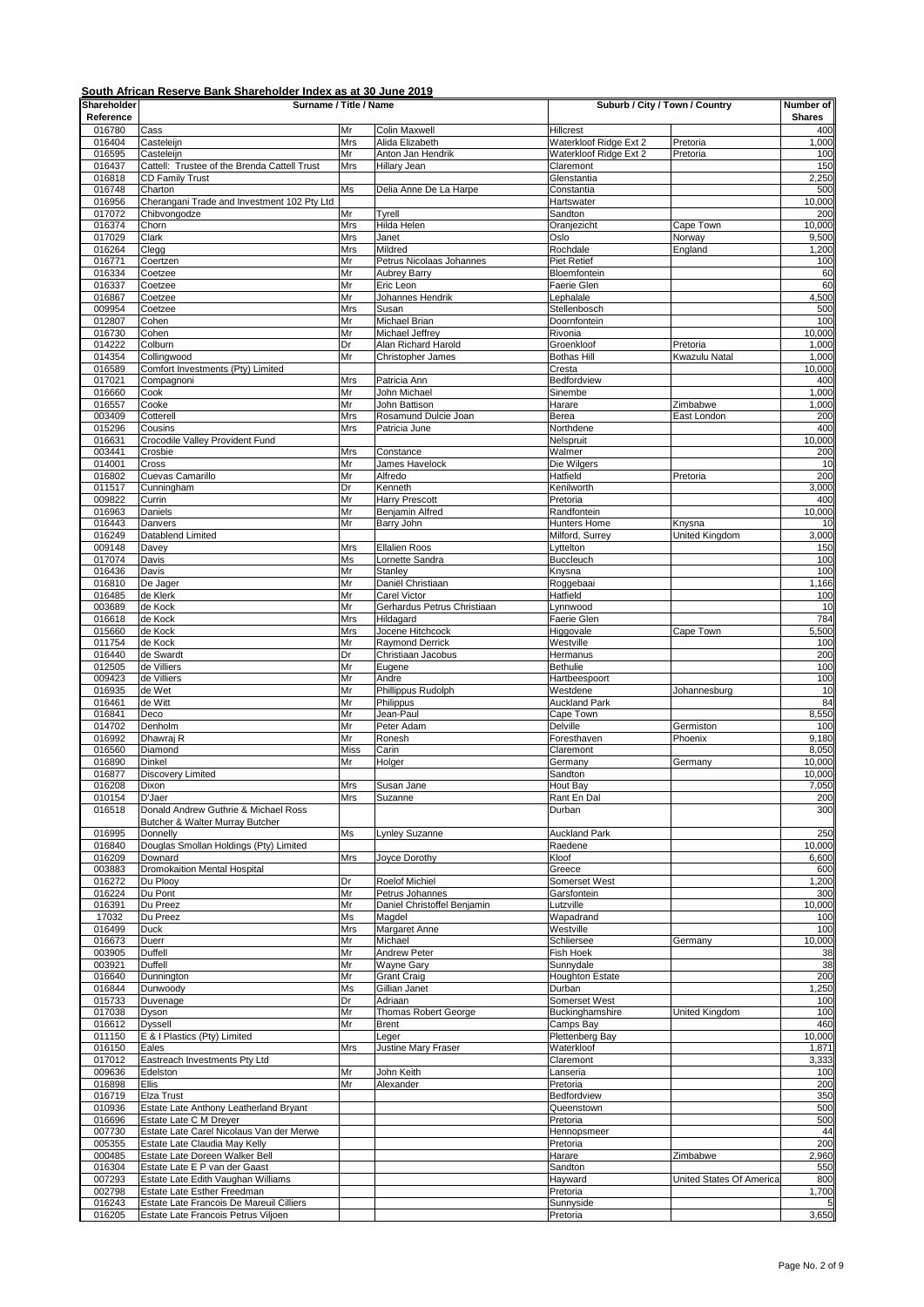## South African Reserve Bank Shareholder Index as at 30 June 2019

| Shareholder Reference | Surname / Title / Name | | | Suburb / City / Town / Country | | Number of Shares |
|---|---|---|---|---|---|---|
| 016780 | Cass | Mr | Colin Maxwell | Hillcrest | | 400 |
| 016404 | Casteleijn | Mrs | Alida Elizabeth | Waterkloof Ridge Ext 2 | Pretoria | 1,000 |
| 016595 | Casteleijn | Mr | Anton Jan Hendrik | Waterkloof Ridge Ext 2 | Pretoria | 100 |
| 016437 | Cattell: Trustee of the Brenda Cattell Trust | Mrs | Hillary Jean | Claremont | | 150 |
| 016818 | CD Family Trust | | | Glenstantia | | 2,250 |
| 016748 | Charton | Ms | Delia Anne De La Harpe | Constantia | | 500 |
| 016956 | Cherangani Trade and Investment 102 Pty Ltd | | | Hartswater | | 10,000 |
| 017072 | Chibvongodze | Mr | Tyrell | Sandton | | 200 |
| 016374 | Chorn | Mrs | Hilda Helen | Oranjezicht | Cape Town | 10,000 |
| 017029 | Clark | Mrs | Janet | Oslo | Norway | 9,500 |
| 016264 | Clegg | Mrs | Mildred | Rochdale | England | 1,200 |
| 016771 | Coertzen | Mr | Petrus Nicolaas Johannes | Piet Retief | | 100 |
| 016334 | Coetzee | Mr | Aubrey Barry | Bloemfontein | | 60 |
| 016337 | Coetzee | Mr | Eric Leon | Faerie Glen | | 60 |
| 016867 | Coetzee | Mr | Johannes Hendrik | Lephalale | | 4,500 |
| 009954 | Coetzee | Mrs | Susan | Stellenbosch | | 500 |
| 012807 | Cohen | Mr | Michael Brian | Doornfontein | | 100 |
| 016730 | Cohen | Mr | Michael Jeffrey | Rivonia | | 10,000 |
| 014222 | Colburn | Dr | Alan Richard Harold | Groenkloof | Pretoria | 1,000 |
| 014354 | Collingwood | Mr | Christopher James | Bothas Hill | Kwazulu Natal | 1,000 |
| 016589 | Comfort Investments (Pty) Limited | | | Cresta | | 10,000 |
| 017021 | Compagnoni | Mrs | Patricia Ann | Bedfordview | | 400 |
| 016660 | Cook | Mr | John Michael | Sinembe | | 1,000 |
| 016557 | Cooke | Mr | John Battison | Harare | Zimbabwe | 1,000 |
| 003409 | Cotterell | Mrs | Rosamund Dulcie Joan | Berea | East London | 200 |
| 015296 | Cousins | Mrs | Patricia June | Northdene | | 400 |
| 016631 | Crocodile Valley Provident Fund | | | Nelspruit | | 10,000 |
| 003441 | Crosbie | Mrs | Constance | Walmer | | 200 |
| 014001 | Cross | Mr | James Havelock | Die Wilgers | | 10 |
| 016802 | Cuevas Camarillo | Mr | Alfredo | Hatfield | Pretoria | 200 |
| 011517 | Cunningham | Dr | Kenneth | Kenilworth | | 3,000 |
| 009822 | Currin | Mr | Harry Prescott | Pretoria | | 400 |
| 016963 | Daniels | Mr | Benjamin Alfred | Randfontein | | 10,000 |
| 016443 | Danvers | Mr | Barry John | Hunters Home | Knysna | 10 |
| 016249 | Datablend Limited | | | Milford, Surrey | United Kingdom | 3,000 |
| 009148 | Davey | Mrs | Ellalien Roos | Lyttelton | | 150 |
| 017074 | Davis | Ms | Lornette Sandra | Buccleuch | | 100 |
| 016436 | Davis | Mr | Stanley | Knysna | | 100 |
| 016810 | De Jager | Mr | Daniël Christiaan | Roggebaai | | 1,166 |
| 016485 | de Klerk | Mr | Carel Victor | Hatfield | | 100 |
| 003689 | de Kock | Mr | Gerhardus Petrus Christiaan | Lynnwood | | 10 |
| 016618 | de Kock | Mrs | Hildagard | Faerie Glen | | 784 |
| 015660 | de Kock | Mrs | Jocene Hitchcock | Higgovale | Cape Town | 5,500 |
| 011754 | de Kock | Mr | Raymond Derrick | Westville | | 100 |
| 016440 | de Swardt | Dr | Christiaan Jacobus | Hermanus | | 200 |
| 012505 | de Villiers | Mr | Eugene | Bethulie | | 100 |
| 009423 | de Villiers | Mr | Andre | Hartbeespoort | | 100 |
| 016935 | de Wet | Mr | Phillippus Rudolph | Westdene | Johannesburg | 10 |
| 016461 | de Witt | Mr | Philippus | Auckland Park | | 84 |
| 016841 | Deco | Mr | Jean-Paul | Cape Town | | 8,550 |
| 014702 | Denholm | Mr | Peter Adam | Delville | Germiston | 100 |
| 016992 | Dhawraj R | Mr | Ronesh | Foresthaven | Phoenix | 9,180 |
| 016560 | Diamond | Miss | Carin | Claremont | | 8,050 |
| 016890 | Dinkel | Mr | Holger | Germany | Germany | 10,000 |
| 016877 | Discovery Limited | | | Sandton | | 10,000 |
| 016208 | Dixon | Mrs | Susan Jane | Hout Bay | | 7,050 |
| 010154 | D'Jaer | Mrs | Suzanne | Rant En Dal | | 200 |
| 016518 | Donald Andrew Guthrie & Michael Ross Butcher & Walter Murray Butcher | | | Durban | | 300 |
| 016995 | Donnelly | Ms | Lynley Suzanne | Auckland Park | | 250 |
| 016840 | Douglas Smollan Holdings (Pty) Limited | | | Raedene | | 10,000 |
| 016209 | Downard | Mrs | Joyce Dorothy | Kloof | | 6,600 |
| 003883 | Dromokaition Mental Hospital | | | Greece | | 600 |
| 016272 | Du Plooy | Dr | Roelof Michiel | Somerset West | | 1,200 |
| 016224 | Du Pont | Mr | Petrus Johannes | Garsfontein | | 300 |
| 016391 | Du Preez | Mr | Daniel Christoffel Benjamin | Lutzville | | 10,000 |
| 17032 | Du Preez | Ms | Magdel | Wapadrand | | 100 |
| 016499 | Duck | Mrs | Margaret Anne | Westville | | 100 |
| 016673 | Duerr | Mr | Michael | Schliersee | Germany | 10,000 |
| 003905 | Duffell | Mr | Andrew Peter | Fish Hoek | | 38 |
| 003921 | Duffell | Mr | Wayne Gary | Sunnydale | | 38 |
| 016640 | Dunnington | Mr | Grant Craig | Houghton Estate | | 200 |
| 016844 | Dunwoody | Ms | Gillian Janet | Durban | | 1,250 |
| 015733 | Duvenage | Dr | Adriaan | Somerset West | | 100 |
| 017038 | Dyson | Mr | Thomas Robert George | Buckinghamshire | United Kingdom | 100 |
| 016612 | Dyssell | Mr | Brent | Camps Bay | | 460 |
| 011150 | E & I Plastics (Pty) Limited | | Leger | Plettenberg Bay | | 10,000 |
| 016150 | Eales | Mrs | Justine Mary Fraser | Waterkloof | | 1,871 |
| 017012 | Eastreach Investments Pty Ltd | | | Claremont | | 3,333 |
| 009636 | Edelston | Mr | John Keith | Lanseria | | 100 |
| 016898 | Ellis | Mr | Alexander | Pretoria | | 200 |
| 016719 | Elza Trust | | | Bedfordview | | 350 |
| 010936 | Estate Late Anthony Leatherland Bryant | | | Queenstown | | 500 |
| 016696 | Estate Late C M Dreyer | | | Pretoria | | 500 |
| 007730 | Estate Late Carel Nicolaus Van der Merwe | | | Hennopsmeer | | 44 |
| 005355 | Estate Late Claudia May Kelly | | | Pretoria | | 200 |
| 000485 | Estate Late Doreen Walker Bell | | | Harare | Zimbabwe | 2,960 |
| 016304 | Estate Late E P van der Gaast | | | Sandton | | 550 |
| 007293 | Estate Late Edith Vaughan Williams | | | Hayward | United States Of America | 800 |
| 002798 | Estate Late Esther Freedman | | | Pretoria | | 1,700 |
| 016243 | Estate Late Francois De Mareuil Cilliers | | | Sunnyside | | 5 |
| 016205 | Estate Late Francois Petrus Viljoen | | | Pretoria | | 3,650 |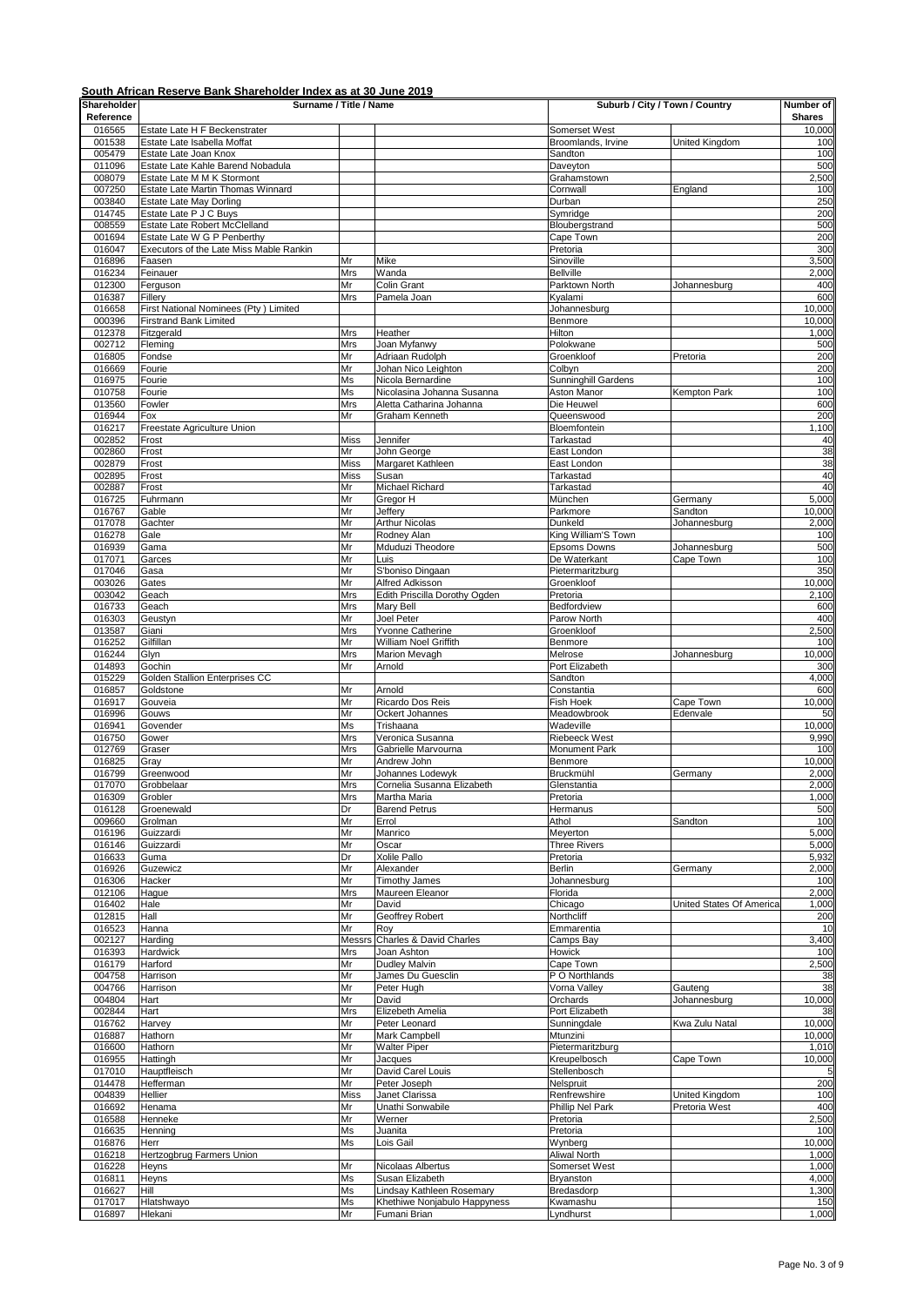**South African Reserve Bank Shareholder Index as at 30 June 2019**

| Shareholder Reference | Surname / Title / Name | | | Suburb / City / Town / Country | | Number of Shares |
|---|---|---|---|---|---|---|
| 016565 | Estate Late H F Beckenstrater | | | Somerset West | | 10,000 |
| 001538 | Estate Late Isabella Moffat | | | Broomlands, Irvine | United Kingdom | 100 |
| 005479 | Estate Late Joan Knox | | | Sandton | | 100 |
| 011096 | Estate Late Kahle Barend Nobadula | | | Daveyton | | 500 |
| 008079 | Estate Late M M K Stormont | | | Grahamstown | | 2,500 |
| 007250 | Estate Late Martin Thomas Winnard | | | Cornwall | England | 100 |
| 003840 | Estate Late May Dorling | | | Durban | | 250 |
| 014745 | Estate Late P J C Buys | | | Symridge | | 200 |
| 008559 | Estate Late Robert McClelland | | | Bloubergstrand | | 500 |
| 001694 | Estate Late W G P Penberthy | | | Cape Town | | 200 |
| 016047 | Executors of the Late Miss Mable Rankin | | | Pretoria | | 300 |
| 016896 | Faasen | Mr | Mike | Sinoville | | 3,500 |
| 016234 | Feinauer | Mrs | Wanda | Bellville | | 2,000 |
| 012300 | Ferguson | Mr | Colin Grant | Parktown North | Johannesburg | 400 |
| 016387 | Fillery | Mrs | Pamela Joan | Kyalami | | 600 |
| 016658 | First National Nominees (Pty ) Limited | | | Johannesburg | | 10,000 |
| 000396 | Firstrand Bank Limited | | | Benmore | | 10,000 |
| 012378 | Fitzgerald | Mrs | Heather | Hilton | | 1,000 |
| 002712 | Fleming | Mrs | Joan Myfanwy | Polokwane | | 500 |
| 016805 | Fondse | Mr | Adriaan Rudolph | Groenkloof | Pretoria | 200 |
| 016669 | Fourie | Mr | Johan Nico Leighton | Colbyn | | 200 |
| 016975 | Fourie | Ms | Nicola Bernardine | Sunninghill Gardens | | 100 |
| 010758 | Fourie | Ms | Nicolasina Johanna Susanna | Aston Manor | Kempton Park | 100 |
| 013560 | Fowler | Mrs | Aletta Catharina Johanna | Die Heuwel | | 600 |
| 016944 | Fox | Mr | Graham Kenneth | Queenswood | | 200 |
| 016217 | Freestate Agriculture Union | | | Bloemfontein | | 1,100 |
| 002852 | Frost | Miss | Jennifer | Tarkastad | | 40 |
| 002860 | Frost | Mr | John George | East London | | 38 |
| 002879 | Frost | Miss | Margaret Kathleen | East London | | 38 |
| 002895 | Frost | Miss | Susan | Tarkastad | | 40 |
| 002887 | Frost | Mr | Michael Richard | Tarkastad | | 40 |
| 016725 | Fuhrmann | Mr | Gregor H | München | Germany | 5,000 |
| 016767 | Gable | Mr | Jeffery | Parkmore | Sandton | 10,000 |
| 017078 | Gachter | Mr | Arthur Nicolas | Dunkeld | Johannesburg | 2,000 |
| 016278 | Gale | Mr | Rodney Alan | King William'S Town | | 100 |
| 016939 | Gama | Mr | Mduduzi Theodore | Epsoms Downs | Johannesburg | 500 |
| 017071 | Garces | Mr | Luis | De Waterkant | Cape Town | 100 |
| 017046 | Gasa | Mr | S'boniso Dingaan | Pietermaritzburg | | 350 |
| 003026 | Gates | Mr | Alfred Adkisson | Groenkloof | | 10,000 |
| 003042 | Geach | Mrs | Edith Priscilla Dorothy Ogden | Pretoria | | 2,100 |
| 016733 | Geach | Mrs | Mary Bell | Bedfordview | | 600 |
| 016303 | Geustyn | Mr | Joel Peter | Parow North | | 400 |
| 013587 | Giani | Mrs | Yvonne Catherine | Groenkloof | | 2,500 |
| 016252 | Gilfillan | Mr | William Noel Griffith | Benmore | | 100 |
| 016244 | Glyn | Mrs | Marion Mevagh | Melrose | Johannesburg | 10,000 |
| 014893 | Gochin | Mr | Arnold | Port Elizabeth | | 300 |
| 015229 | Golden Stallion Enterprises CC | | | Sandton | | 4,000 |
| 016857 | Goldstone | Mr | Arnold | Constantia | | 600 |
| 016917 | Gouveia | Mr | Ricardo Dos Reis | Fish Hoek | Cape Town | 10,000 |
| 016996 | Gouws | Mr | Ockert Johannes | Meadowbrook | Edenvale | 50 |
| 016941 | Govender | Ms | Trishaana | Wadeville | | 10,000 |
| 016750 | Gower | Mrs | Veronica Susanna | Riebeeck West | | 9,990 |
| 012769 | Graser | Mrs | Gabrielle Marvourna | Monument Park | | 100 |
| 016825 | Gray | Mr | Andrew John | Benmore | | 10,000 |
| 016799 | Greenwood | Mr | Johannes Lodewyk | Bruckmühl | Germany | 2,000 |
| 017070 | Grobbelaar | Mrs | Cornelia Susanna Elizabeth | Glenstantia | | 2,000 |
| 016309 | Grobler | Mrs | Martha Maria | Pretoria | | 1,000 |
| 016128 | Groenewald | Dr | Barend Petrus | Hermanus | | 500 |
| 009660 | Grolman | Mr | Errol | Athol | Sandton | 100 |
| 016196 | Guizzardi | Mr | Manrico | Meyerton | | 5,000 |
| 016146 | Guizzardi | Mr | Oscar | Three Rivers | | 5,000 |
| 016633 | Guma | Dr | Xolile Pallo | Pretoria | | 5,932 |
| 016926 | Guzewicz | Mr | Alexander | Berlin | Germany | 2,000 |
| 016306 | Hacker | Mr | Timothy James | Johannesburg | | 100 |
| 012106 | Hague | Mrs | Maureen Eleanor | Florida | | 2,000 |
| 016402 | Hale | Mr | David | Chicago | United States Of America | 1,000 |
| 012815 | Hall | Mr | Geoffrey Robert | Northcliff | | 200 |
| 016523 | Hanna | Mr | Roy | Emmarentia | | 10 |
| 002127 | Harding | Messrs | Charles & David Charles | Camps Bay | | 3,400 |
| 016393 | Hardwick | Mrs | Joan Ashton | Howick | | 100 |
| 016179 | Harford | Mr | Dudley Malvin | Cape Town | | 2,500 |
| 004758 | Harrison | Mr | James Du Guesclin | P O Northlands | | 38 |
| 004766 | Harrison | Mr | Peter Hugh | Vorna Valley | Gauteng | 38 |
| 004804 | Hart | Mr | David | Orchards | Johannesburg | 10,000 |
| 002844 | Hart | Mrs | Elizebeth Amelia | Port Elizabeth | | 38 |
| 016762 | Harvey | Mr | Peter Leonard | Sunningdale | Kwa Zulu Natal | 10,000 |
| 016887 | Hathorn | Mr | Mark Campbell | Mtunzini | | 10,000 |
| 016600 | Hathorn | Mr | Walter Piper | Pietermaritzburg | | 1,010 |
| 016955 | Hattingh | Mr | Jacques | Kreupelbosch | Cape Town | 10,000 |
| 017010 | Hauptfleisch | Mr | David Carel Louis | Stellenbosch | | 5 |
| 014478 | Hefferman | Mr | Peter Joseph | Nelspruit | | 200 |
| 004839 | Hellier | Miss | Janet Clarissa | Renfrewshire | United Kingdom | 100 |
| 016692 | Henama | Mr | Unathi Sonwabile | Phillip Nel Park | Pretoria West | 400 |
| 016588 | Henneke | Mr | Werner | Pretoria | | 2,500 |
| 016635 | Henning | Ms | Juanita | Pretoria | | 100 |
| 016876 | Herr | Ms | Lois Gail | Wynberg | | 10,000 |
| 016218 | Hertzogbrug Farmers Union | | | Aliwal North | | 1,000 |
| 016228 | Heyns | Mr | Nicolaas Albertus | Somerset West | | 1,000 |
| 016811 | Heyns | Ms | Susan Elizabeth | Bryanston | | 4,000 |
| 016627 | Hill | Ms | Lindsay Kathleen Rosemary | Bredasdorp | | 1,300 |
| 017017 | Hlatshwayo | Ms | Khethiwe Nonjabulo Happyness | Kwamashu | | 150 |
| 016897 | Hlekani | Mr | Fumani Brian | Lyndhurst | | 1,000 |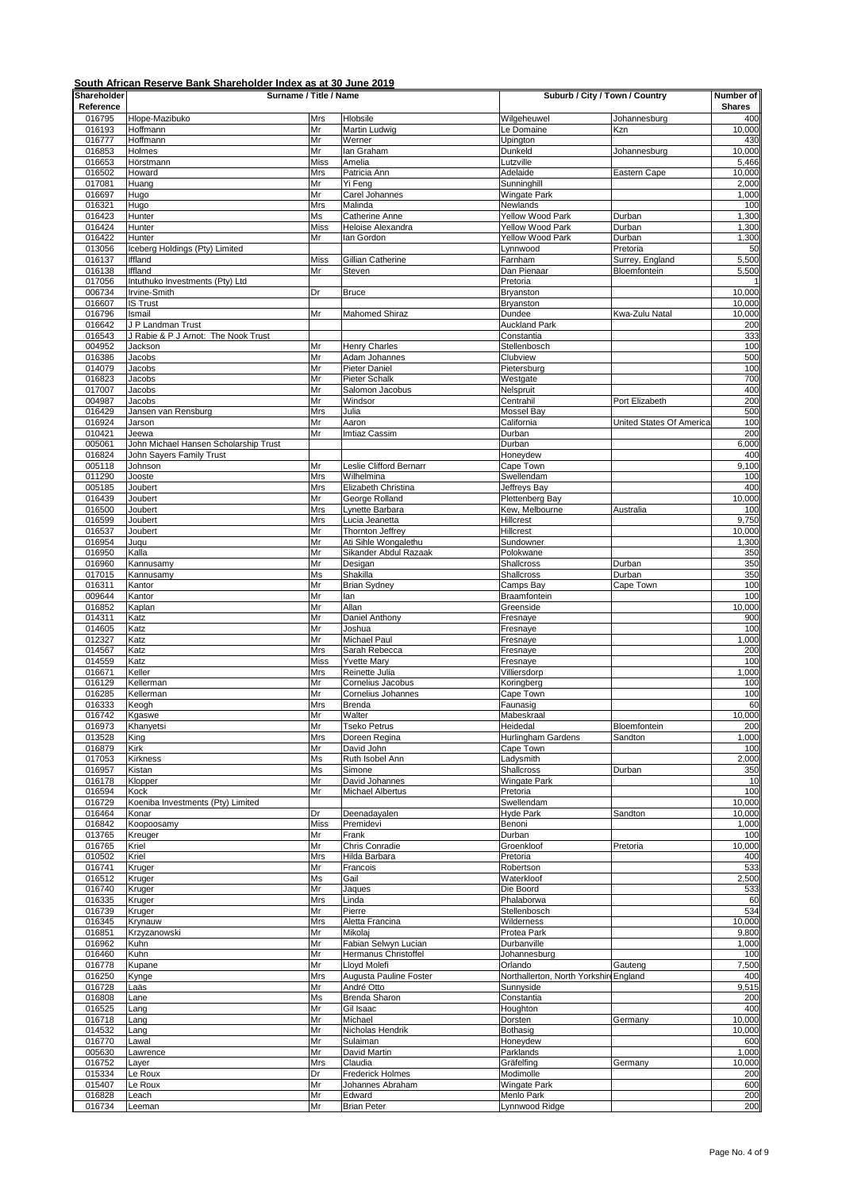## South African Reserve Bank Shareholder Index as at 30 June 2019

| Shareholder Reference | Surname / Title / Name | | | Suburb / City / Town / Country | | Number of Shares |
|---|---|---|---|---|---|---|
| 016795 | Hlope-Mazibuko | Mrs | Hlobsile | Wilgeheuwel | Johannesburg | 400 |
| 016193 | Hoffmann | Mr | Martin Ludwig | Le Domaine | Kzn | 10,000 |
| 016777 | Hoffmann | Mr | Werner | Upington | | 430 |
| 016853 | Holmes | Mr | Ian Graham | Dunkeld | Johannesburg | 10,000 |
| 016653 | Hörstmann | Miss | Amelia | Lutzville | | 5,466 |
| 016502 | Howard | Mrs | Patricia Ann | Adelaide | Eastern Cape | 10,000 |
| 017081 | Huang | Mr | Yi Feng | Sunninghill | | 2,000 |
| 016697 | Hugo | Mr | Carel Johannes | Wingate Park | | 1,000 |
| 016321 | Hugo | Mrs | Malinda | Newlands | | 100 |
| 016423 | Hunter | Ms | Catherine Anne | Yellow Wood Park | Durban | 1,300 |
| 016424 | Hunter | Miss | Heloise Alexandra | Yellow Wood Park | Durban | 1,300 |
| 016422 | Hunter | Mr | Ian Gordon | Yellow Wood Park | Durban | 1,300 |
| 013056 | Iceberg Holdings (Pty) Limited | | | Lynnwood | Pretoria | 50 |
| 016137 | Iffland | Miss | Gillian Catherine | Farnham | Surrey, England | 5,500 |
| 016138 | Iffland | Mr | Steven | Dan Pienaar | Bloemfontein | 5,500 |
| 017056 | Intuthuko Investments (Pty) Ltd | | | Pretoria | | 1 |
| 006734 | Irvine-Smith | Dr | Bruce | Bryanston | | 10,000 |
| 016607 | IS Trust | | | Bryanston | | 10,000 |
| 016796 | Ismail | Mr | Mahomed Shiraz | Dundee | Kwa-Zulu Natal | 10,000 |
| 016642 | J P Landman Trust | | | Auckland Park | | 200 |
| 016543 | J Rabie & P J Arnot: The Nook Trust | | | Constantia | | 333 |
| 004952 | Jackson | Mr | Henry Charles | Stellenbosch | | 100 |
| 016386 | Jacobs | Mr | Adam Johannes | Clubview | | 500 |
| 014079 | Jacobs | Mr | Pieter Daniel | Pietersburg | | 100 |
| 016823 | Jacobs | Mr | Pieter Schalk | Westgate | | 700 |
| 017007 | Jacobs | Mr | Salomon Jacobus | Nelspruit | | 400 |
| 004987 | Jacobs | Mr | Windsor | Centrahil | Port Elizabeth | 200 |
| 016429 | Jansen van Rensburg | Mrs | Julia | Mossel Bay | | 500 |
| 016924 | Jarson | Mr | Aaron | California | United States Of America | 100 |
| 010421 | Jeewa | Mr | Imtiaz Cassim | Durban | | 200 |
| 005061 | John Michael Hansen Scholarship Trust | | | Durban | | 6,000 |
| 016824 | John Sayers Family Trust | | | Honeydew | | 400 |
| 005118 | Johnson | Mr | Leslie Clifford Bernarr | Cape Town | | 9,100 |
| 011290 | Jooste | Mrs | Wilhelmina | Swellendam | | 100 |
| 005185 | Joubert | Mrs | Elizabeth Christina | Jeffreys Bay | | 400 |
| 016439 | Joubert | Mr | George Rolland | Plettenberg Bay | | 10,000 |
| 016500 | Joubert | Mrs | Lynette Barbara | Kew, Melbourne | Australia | 100 |
| 016599 | Joubert | Mrs | Lucia Jeanetta | Hillcrest | | 9,750 |
| 016537 | Joubert | Mr | Thornton Jeffrey | Hillcrest | | 10,000 |
| 016954 | Juqu | Mr | Ati Sihle Wongalethu | Sundowner | | 1,300 |
| 016950 | Kalla | Mr | Sikander Abdul Razaak | Polokwane | | 350 |
| 016960 | Kannusamy | Mr | Desigan | Shallcross | Durban | 350 |
| 017015 | Kannusamy | Ms | Shakilla | Shallcross | Durban | 350 |
| 016311 | Kantor | Mr | Brian Sydney | Camps Bay | Cape Town | 100 |
| 009644 | Kantor | Mr | Ian | Braamfontein | | 100 |
| 016852 | Kaplan | Mr | Allan | Greenside | | 10,000 |
| 014311 | Katz | Mr | Daniel Anthony | Fresnaye | | 900 |
| 014605 | Katz | Mr | Joshua | Fresnaye | | 100 |
| 012327 | Katz | Mr | Michael Paul | Fresnaye | | 1,000 |
| 014567 | Katz | Mrs | Sarah Rebecca | Fresnaye | | 200 |
| 014559 | Katz | Miss | Yvette Mary | Fresnaye | | 100 |
| 016671 | Keller | Mrs | Reinette Julia | Villiersdorp | | 1,000 |
| 016129 | Kellerman | Mr | Cornelius Jacobus | Koringberg | | 100 |
| 016285 | Kellerman | Mr | Cornelius Johannes | Cape Town | | 100 |
| 016333 | Keogh | Mrs | Brenda | Faunasig | | 60 |
| 016742 | Kgaswe | Mr | Walter | Mabeskraal | | 10,000 |
| 016973 | Khanyetsi | Mr | Tseko Petrus | Heidedal | Bloemfontein | 200 |
| 013528 | King | Mrs | Doreen Regina | Hurlingham Gardens | Sandton | 1,000 |
| 016879 | Kirk | Mr | David John | Cape Town | | 100 |
| 017053 | Kirkness | Ms | Ruth Isobel Ann | Ladysmith | | 2,000 |
| 016957 | Kistan | Ms | Simone | Shallcross | Durban | 350 |
| 016178 | Klopper | Mr | David Johannes | Wingate Park | | 10 |
| 016594 | Kock | Mr | Michael Albertus | Pretoria | | 100 |
| 016729 | Koeniba Investments (Pty) Limited | | | Swellendam | | 10,000 |
| 016464 | Konar | Dr | Deenadayalen | Hyde Park | Sandton | 10,000 |
| 016842 | Koopoosamy | Miss | Premidevi | Benoni | | 1,000 |
| 013765 | Kreuger | Mr | Frank | Durban | | 100 |
| 016765 | Kriel | Mr | Chris Conradie | Groenkloof | Pretoria | 10,000 |
| 010502 | Kriel | Mrs | Hilda Barbara | Pretoria | | 400 |
| 016741 | Kruger | Mr | Francois | Robertson | | 533 |
| 016512 | Kruger | Ms | Gail | Waterkloof | | 2,500 |
| 016740 | Kruger | Mr | Jaques | Die Boord | | 533 |
| 016335 | Kruger | Mrs | Linda | Phalaborwa | | 60 |
| 016739 | Kruger | Mr | Pierre | Stellenbosch | | 534 |
| 016345 | Krynauw | Mrs | Aletta Francina | Wilderness | | 10,000 |
| 016851 | Krzyzanowski | Mr | Mikolaj | Protea Park | | 9,800 |
| 016962 | Kuhn | Mr | Fabian Selwyn Lucian | Durbanville | | 1,000 |
| 016460 | Kuhn | Mr | Hermanus Christoffel | Johannesburg | | 100 |
| 016778 | Kupane | Mr | Lloyd Molefi | Orlando | Gauteng | 7,500 |
| 016250 | Kynge | Mrs | Augusta Pauline Foster | Northallerton, North Yorkshire | England | 400 |
| 016728 | Laäs | Mr | André Otto | Sunnyside | | 9,515 |
| 016808 | Lane | Ms | Brenda Sharon | Constantia | | 200 |
| 016525 | Lang | Mr | Gil Isaac | Houghton | | 400 |
| 016718 | Lang | Mr | Michael | Dorsten | Germany | 10,000 |
| 014532 | Lang | Mr | Nicholas Hendrik | Bothasig | | 10,000 |
| 016770 | Lawal | Mr | Sulaiman | Honeydew | | 600 |
| 005630 | Lawrence | Mr | David Martin | Parklands | | 1,000 |
| 016752 | Layer | Mrs | Claudia | Gräfelfing | Germany | 10,000 |
| 015334 | Le Roux | Dr | Frederick Holmes | Modimolle | | 200 |
| 015407 | Le Roux | Mr | Johannes Abraham | Wingate Park | | 600 |
| 016828 | Leach | Mr | Edward | Menlo Park | | 200 |
| 016734 | Leeman | Mr | Brian Peter | Lynnwood Ridge | | 200 |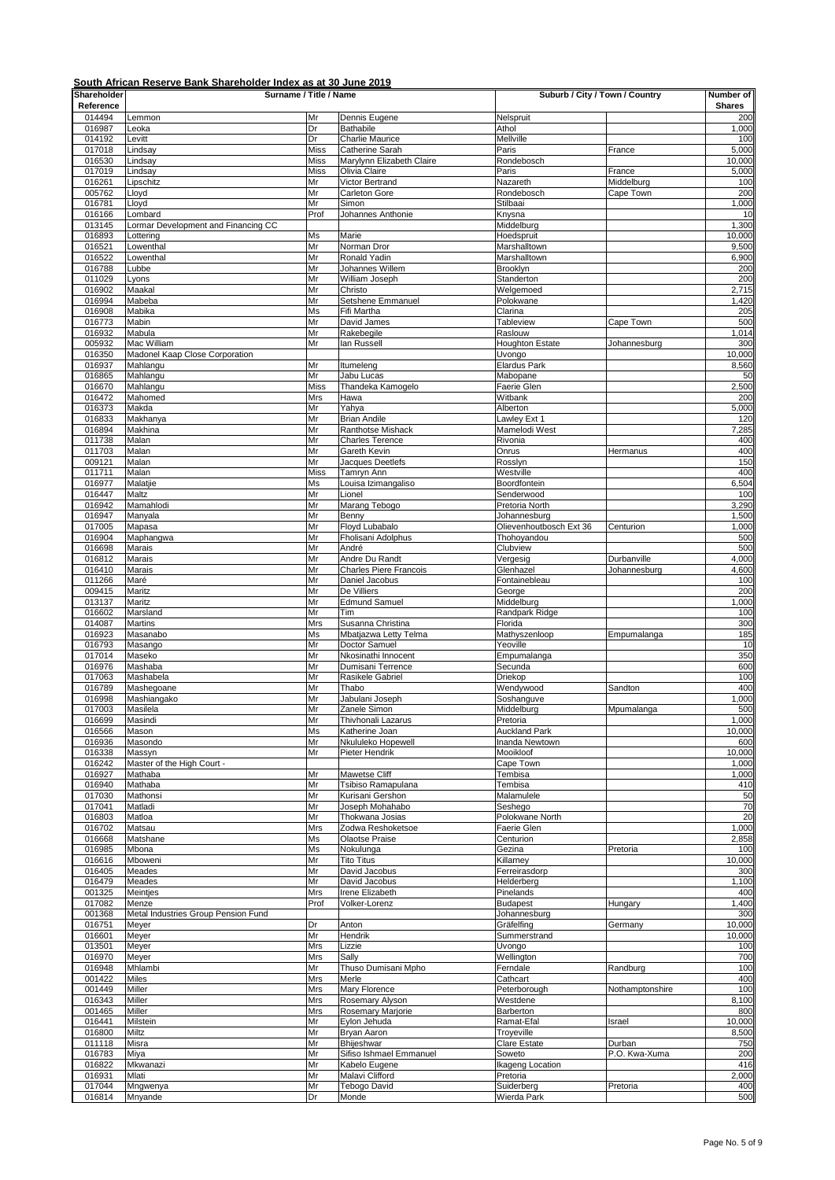**South African Reserve Bank Shareholder Index as at 30 June 2019**

| Shareholder Reference | Surname / Title / Name | | | Suburb / City / Town / Country | | Number of Shares |
|---|---|---|---|---|---|---|
| 014494 | Lemmon | Mr | Dennis Eugene | Nelspruit | | 200 |
| 016987 | Leoka | Dr | Bathabile | Athol | | 1,000 |
| 014192 | Levitt | Dr | Charlie Maurice | Mellville | | 100 |
| 017018 | Lindsay | Miss | Catherine Sarah | Paris | France | 5,000 |
| 016530 | Lindsay | Miss | Marylynn Elizabeth Claire | Rondebosch | | 10,000 |
| 017019 | Lindsay | Miss | Olivia Claire | Paris | France | 5,000 |
| 016261 | Lipschitz | Mr | Victor Bertrand | Nazareth | Middelburg | 100 |
| 005762 | Lloyd | Mr | Carleton Gore | Rondebosch | Cape Town | 200 |
| 016781 | Lloyd | Mr | Simon | Stilbaai | | 1,000 |
| 016166 | Lombard | Prof | Johannes Anthonie | Knysna | | 10 |
| 013145 | Lormar Development and Financing CC | | | Middelburg | | 1,300 |
| 016893 | Lottering | Ms | Marie | Hoedspruit | | 10,000 |
| 016521 | Lowenthal | Mr | Norman Dror | Marshalltown | | 9,500 |
| 016522 | Lowenthal | Mr | Ronald Yadin | Marshalltown | | 6,900 |
| 016788 | Lubbe | Mr | Johannes Willem | Brooklyn | | 200 |
| 011029 | Lyons | Mr | William Joseph | Standerton | | 200 |
| 016902 | Maakal | Mr | Christo | Welgemoed | | 2,715 |
| 016994 | Mabeba | Mr | Setshene Emmanuel | Polokwane | | 1,420 |
| 016908 | Mabika | Ms | Fifi Martha | Clarina | | 205 |
| 016773 | Mabin | Mr | David James | Tableview | Cape Town | 500 |
| 016932 | Mabula | Mr | Rakebegile | Raslouw | | 1,014 |
| 005932 | Mac William | Mr | Ian Russell | Houghton Estate | Johannesburg | 300 |
| 016350 | Madonel Kaap Close Corporation | | | Uvongo | | 10,000 |
| 016937 | Mahlangu | Mr | Itumeleng | Elardus Park | | 8,560 |
| 016865 | Mahlangu | Mr | Jabu Lucas | Mabopane | | 50 |
| 016670 | Mahlangu | Miss | Thandeka Kamogelo | Faerie Glen | | 2,500 |
| 016472 | Mahomed | Mrs | Hawa | Witbank | | 200 |
| 016373 | Makda | Mr | Yahya | Alberton | | 5,000 |
| 016833 | Makhanya | Mr | Brian Andile | Lawley Ext 1 | | 120 |
| 016894 | Makhina | Mr | Ranthotse Mishack | Mamelodi West | | 7,285 |
| 011738 | Malan | Mr | Charles Terence | Rivonia | | 400 |
| 011703 | Malan | Mr | Gareth Kevin | Onrus | Hermanus | 400 |
| 009121 | Malan | Mr | Jacques Deetlefs | Rosslyn | | 150 |
| 011711 | Malan | Miss | Tamryn Ann | Westville | | 400 |
| 016977 | Malatjie | Ms | Louisa Izimangaliso | Boordfontein | | 6,504 |
| 016447 | Maltz | Mr | Lionel | Senderwood | | 100 |
| 016942 | Mamahlodi | Mr | Marang Tebogo | Pretoria North | | 3,290 |
| 016947 | Manyala | Mr | Benny | Johannesburg | | 1,500 |
| 017005 | Mapasa | Mr | Floyd Lubabalo | Olievenhoutbosch Ext 36 | Centurion | 1,000 |
| 016904 | Maphangwa | Mr | Fholisani Adolphus | Thohoyandou | | 500 |
| 016698 | Marais | Mr | André | Clubview | | 500 |
| 016812 | Marais | Mr | Andre Du Randt | Vergesig | Durbanville | 4,000 |
| 016410 | Marais | Mr | Charles Piere Francois | Glenhazel | Johannesburg | 4,600 |
| 011266 | Maré | Mr | Daniel Jacobus | Fontainebleau | | 100 |
| 009415 | Maritz | Mr | De Villiers | George | | 200 |
| 013137 | Maritz | Mr | Edmund Samuel | Middelburg | | 1,000 |
| 016602 | Marsland | Mr | Tim | Randpark Ridge | | 100 |
| 014087 | Martins | Mrs | Susanna Christina | Florida | | 300 |
| 016923 | Masanabo | Ms | Mbatjazwa Letty Telma | Mathyszenloop | Empumalanga | 185 |
| 016793 | Masango | Mr | Doctor Samuel | Yeoville | | 10 |
| 017014 | Maseko | Mr | Nkosinathi Innocent | Empumalanga | | 350 |
| 016976 | Mashaba | Mr | Dumisani Terrence | Secunda | | 600 |
| 017063 | Mashabela | Mr | Rasikele Gabriel | Driekop | | 100 |
| 016789 | Mashegoane | Mr | Thabo | Wendywood | Sandton | 400 |
| 016998 | Mashiangako | Mr | Jabulani Joseph | Soshanguve | | 1,000 |
| 017003 | Masilela | Mr | Zanele Simon | Middelburg | Mpumalanga | 500 |
| 016699 | Masindi | Mr | Thivhonali Lazarus | Pretoria | | 1,000 |
| 016566 | Mason | Ms | Katherine Joan | Auckland Park | | 10,000 |
| 016936 | Masondo | Mr | Nkululeko Hopewell | Inanda Newtown | | 600 |
| 016338 | Massyn | Mr | Pieter Hendrik | Mooikloof | | 10,000 |
| 016242 | Master of the High Court - | | | Cape Town | | 1,000 |
| 016927 | Mathaba | Mr | Mawetse Cliff | Tembisa | | 1,000 |
| 016940 | Mathaba | Mr | Tsibiso Ramapulana | Tembisa | | 410 |
| 017030 | Mathonsi | Mr | Kurisani Gershon | Malamulele | | 50 |
| 017041 | Matladi | Mr | Joseph Mohahabo | Seshego | | 70 |
| 016803 | Matloa | Mr | Thokwana Josias | Polokwane North | | 20 |
| 016702 | Matsau | Mrs | Zodwa Reshoketsoe | Faerie Glen | | 1,000 |
| 016668 | Matshane | Ms | Olaotse Praise | Centurion | | 2,858 |
| 016985 | Mbona | Ms | Nokulunga | Gezina | Pretoria | 100 |
| 016616 | Mboweni | Mr | Tito Titus | Killarney | | 10,000 |
| 016405 | Meades | Mr | David Jacobus | Ferreirasdorp | | 300 |
| 016479 | Meades | Mr | David Jacobus | Helderberg | | 1,100 |
| 001325 | Meintjes | Mrs | Irene Elizabeth | Pinelands | | 400 |
| 017082 | Menze | Prof | Volker-Lorenz | Budapest | Hungary | 1,400 |
| 001368 | Metal Industries Group Pension Fund | | | Johannesburg | | 300 |
| 016751 | Meyer | Dr | Anton | Gräfelfing | Germany | 10,000 |
| 016601 | Meyer | Mr | Hendrik | Summerstrand | | 10,000 |
| 013501 | Meyer | Mrs | Lizzie | Uvongo | | 100 |
| 016970 | Meyer | Mrs | Sally | Wellington | | 700 |
| 016948 | Mhlambi | Mr | Thuso Dumisani Mpho | Ferndale | Randburg | 100 |
| 001422 | Miles | Mrs | Merle | Cathcart | | 400 |
| 001449 | Miller | Mrs | Mary Florence | Peterborough | Nothamptonshire | 100 |
| 016343 | Miller | Mrs | Rosemary Alyson | Westdene | | 8,100 |
| 001465 | Miller | Mrs | Rosemary Marjorie | Barberton | | 800 |
| 016441 | Milstein | Mr | Eylon Jehuda | Ramat-Efal | Israel | 10,000 |
| 016800 | Miltz | Mr | Bryan Aaron | Troyeville | | 8,500 |
| 011118 | Misra | Mr | Bhijeshwar | Clare Estate | Durban | 750 |
| 016783 | Miya | Mr | Sifiso Ishmael Emmanuel | Soweto | P.O. Kwa-Xuma | 200 |
| 016822 | Mkwanazi | Mr | Kabelo Eugene | Ikageng Location | | 416 |
| 016931 | Mlati | Mr | Malavi Clifford | Pretoria | | 2,000 |
| 017044 | Mngwenya | Mr | Tebogo David | Suiderberg | Pretoria | 400 |
| 016814 | Mnyande | Dr | Monde | Wierda Park | | 500 |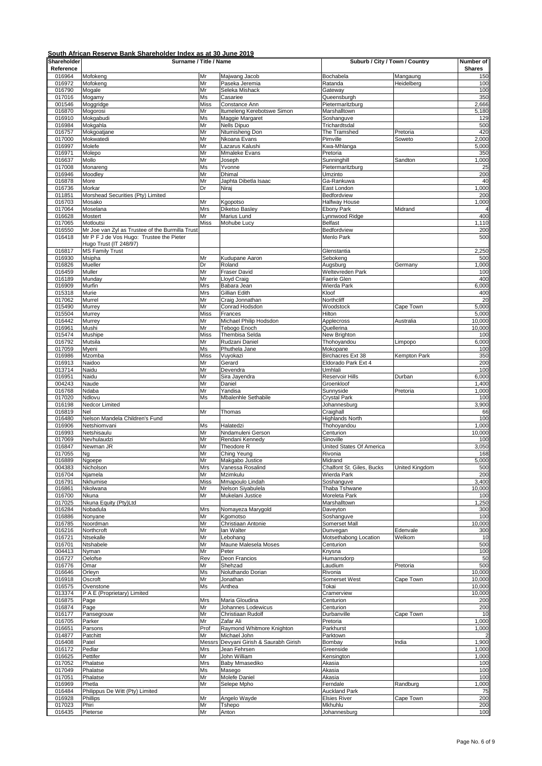**South African Reserve Bank Shareholder Index as at 30 June 2019**

| Shareholder Reference | Surname / Title / Name | | | Suburb / City / Town / Country | | Number of Shares |
|---|---|---|---|---|---|---|
| 016964 | Mofokeng | Mr | Majwang Jacob | Bochabela | Mangaung | 150 |
| 016972 | Mofokeng | Mr | Paseka Jeremia | Ratanda | Heidelberg | 100 |
| 016790 | Mogale | Mr | Seleka Mishack | Gateway | | 100 |
| 017016 | Mogamy | Ms | Casariee | Queensburgh | | 350 |
| 001546 | Moggridge | Miss | Constance Ann | Pietermaritzburg | | 2,666 |
| 016870 | Mogorosi | Mr | Itumeleng Kerebotswe Simon | Marshalltown | | 5,180 |
| 016910 | Mokgabudi | Ms | Maggie Margaret | Soshanguve | | 129 |
| 016984 | Mokgahla | Mr | Nells Dipuo | Trichardtsdal | | 500 |
| 016757 | Mokgoatjane | Mr | Ntumisheng Don | The Tramshed | Pretoria | 420 |
| 017000 | Mokwatedi | Mr | Nkoana Evans | Pimville | Soweto | 2,000 |
| 016997 | Molefe | Mr | Lazarus Kalushi | Kwa-Mhlanga | | 5,000 |
| 016971 | Molepo | Mr | Mmaleke Evans | Pretoria | | 350 |
| 016637 | Mollo | Mr | Joseph | Sunninghill | Sandton | 1,000 |
| 017008 | Monareng | Ms | Yvonne | Pietermaritzburg | | 25 |
| 016946 | Moodley | Mr | Dhimal | Umzinto | | 200 |
| 016878 | More | Mr | Japhta Dibetla Isaac | Ga-Rankuwa | | 40 |
| 016736 | Morkar | Dr | Niraj | East London | | 1,000 |
| 011851 | Morshead Securities (Pty) Limited | | | Bedfordview | | 200 |
| 016703 | Mosako | Mr | Kgopotso | Halfway House | | 1,000 |
| 017064 | Moselana | Mrs | Diketso Basley | Ebony Park | Midrand | 4 |
| 016628 | Mostert | Mr | Marius Lund | Lynnwood Ridge | | 400 |
| 017065 | Motloutsi | Miss | Mohube Lucy | Belfast | | 1,110 |
| 016550 | Mr Joe van Zyl as Trustee of the Burmilla Trust | | | Bedfordview | | 200 |
| 016418 | Mr P F J de Vos Hugo: Trustee the Pieter Hugo Trust (IT 248/97) | | | Menlo Park | | 500 |
| 016817 | MS Family Trust | | | Glenstantia | | 2,250 |
| 016930 | Msipha | Mr | Kudupane Aaron | Sebokeng | | 500 |
| 016826 | Mueller | Dr | Roland | Augsburg | Germany | 1,000 |
| 016459 | Muller | Mr | Fraser David | Weltevreden Park | | 100 |
| 016189 | Munday | Mr | Lloyd Craig | Faerie Glen | | 400 |
| 016909 | Murfin | Mrs | Babara Jean | Wierda Park | | 6,000 |
| 015318 | Murie | Mrs | Gillian Edith | Kloof | | 400 |
| 017062 | Murrel | Mr | Craig Jonnathan | Northcliff | | 20 |
| 015490 | Murrey | Mr | Conrad Hodsdon | Woodstock | Cape Town | 5,000 |
| 015504 | Murrey | Miss | Frances | Hilton | | 5,000 |
| 016442 | Murrey | Mr | Michael Philip Hodsdon | Applecross | Australia | 10,000 |
| 016961 | Mushi | Mr | Tebogo Enoch | Quellerina | | 10,000 |
| 015474 | Mushipe | Miss | Thembisa Selda | New Brighton | | 100 |
| 016792 | Mutsila | Mr | Rudzani Daniel | Thohoyandou | Limpopo | 6,000 |
| 017059 | Myeni | Ms | Phuthela Jane | Mokopane | | 100 |
| 016986 | Mzomba | Miss | Vuyokazi | Birchacres Ext 38 | Kempton Park | 350 |
| 016913 | Naidoo | Mr | Gerard | Eldorado Park Ext 4 | | 200 |
| 013714 | Naidu | Mr | Devendra | Umhlali | | 100 |
| 016951 | Naidu | Mr | Sira Jayendra | Reservoir Hills | Durban | 6,000 |
| 004243 | Naude | Mr | Daniel | Groenkloof | | 1,400 |
| 016768 | Ndaba | Mr | Yandisa | Sunnyside | Pretoria | 1,000 |
| 017020 | Ndlovu | Ms | Mbalenhle Sethabile | Crystal Park | | 100 |
| 016198 | Nedcor Limited | | | Johannesburg | | 3,900 |
| 016819 | Nel | Mr | Thomas | Craighall | | 66 |
| 016480 | Nelson Mandela Children's Fund | | | Highlands North | | 100 |
| 016906 | Netshiomvani | Ms | Halatedzi | Thohoyandou | | 1,000 |
| 016993 | Netshisaulu | Mr | Nndamuleni Gerson | Centurion | | 10,000 |
| 017069 | Nevhulaudzi | Mr | Rendani Kennedy | Sinoville | | 100 |
| 016847 | Newman JR | Mr | Theodore R | United States Of America | | 3,050 |
| 017055 | Ng | Mr | Ching Yeung | Rivonia | | 168 |
| 016889 | Ngoepe | Mr | Makgabo Justice | Midrand | | 5,000 |
| 004383 | Nicholson | Mrs | Vanessa Rosalind | Chalfont St. Giles, Bucks | United Kingdom | 500 |
| 016704 | Njamela | Mr | Mzimkulu | Wierda Park | | 200 |
| 016791 | Nkhumise | Miss | Mmapoulo Lindah | Soshanguve | | 3,400 |
| 016861 | Nkolwana | Mr | Nelson Siyabulela | Thaba Tshwane | | 10,000 |
| 016700 | Nkuna | Mr | Mukelani Justice | Moreleta Park | | 100 |
| 017025 | Nkuna Equity (Pty)Ltd | | | Marshalltown | | 1,250 |
| 016284 | Nobadula | Mrs | Nomayeza Marygold | Daveyton | | 300 |
| 016886 | Nonyane | Mr | Kgomotso | Soshanguve | | 100 |
| 016785 | Noordman | Mr | Christiaan Antonie | Somerset Mall | | 10,000 |
| 016216 | Northcroft | Mr | Ian Walter | Dunvegan | Edenvale | 300 |
| 016721 | Ntsekalle | Mr | Lebohang | Motsethabong Location | Welkom | 10 |
| 016701 | Ntshabele | Mr | Maune Malesela Moses | Centurion | | 500 |
| 004413 | Nyman | Mr | Peter | Knysna | | 100 |
| 016727 | Oelofse | Rev | Deon Francios | Humansdorp | | 50 |
| 016776 | Omar | Mr | Shehzad | Laudium | Pretoria | 500 |
| 016646 | Orleyn | Ms | Noluthando Dorian | Rivonia | | 10,000 |
| 016918 | Oscroft | Mr | Jonathan | Somerset West | Cape Town | 10,000 |
| 016575 | Ovenstone | Ms | Anthea | Tokai | | 10,000 |
| 013374 | P A E (Proprietary) Limited | | | Cramerview | | 10,000 |
| 016875 | Page | Mrs | Maria Gloudina | Centurion | | 200 |
| 016874 | Page | Mr | Johannes Lodewicus | Centurion | | 200 |
| 016177 | Pansegrouw | Mr | Christiaan Rudolf | Durbanville | Cape Town | 10 |
| 016705 | Parker | Mr | Zafar Ali | Pretoria | | 1,000 |
| 016651 | Parsons | Prof | Raymond Whitmore Knighton | Parkhurst | | 1,000 |
| 014877 | Patchitt | Mr | Michael John | Parktown | | 2 |
| 016408 | Patel | Messrs | Devyani Girish & Saurabh Girish | Bombay | India | 1,900 |
| 016172 | Pedlar | Mrs | Jean Fehrsen | Greenside | | 1,000 |
| 016625 | Pettifer | Mr | John William | Kensington | | 1,000 |
| 017052 | Phalatse | Mrs | Baby Mmasediko | Akasia | | 100 |
| 017049 | Phalatse | Ms | Masego | Akasia | | 100 |
| 017051 | Phalatse | Mr | Molefe Daniel | Akasia | | 100 |
| 016969 | Phetla | Mr | Selepe Mpho | Ferndale | Randburg | 1,000 |
| 016484 | Philippus De Witt (Pty) Limited | | | Auckland Park | | 75 |
| 016928 | Phillips | Mr | Angelo Wayde | Elsies River | Cape Town | 200 |
| 017023 | Phiri | Mr | Tshepo | Mkhuhlu | | 200 |
| 016435 | Pieterse | Mr | Anton | Johannesburg | | 100 |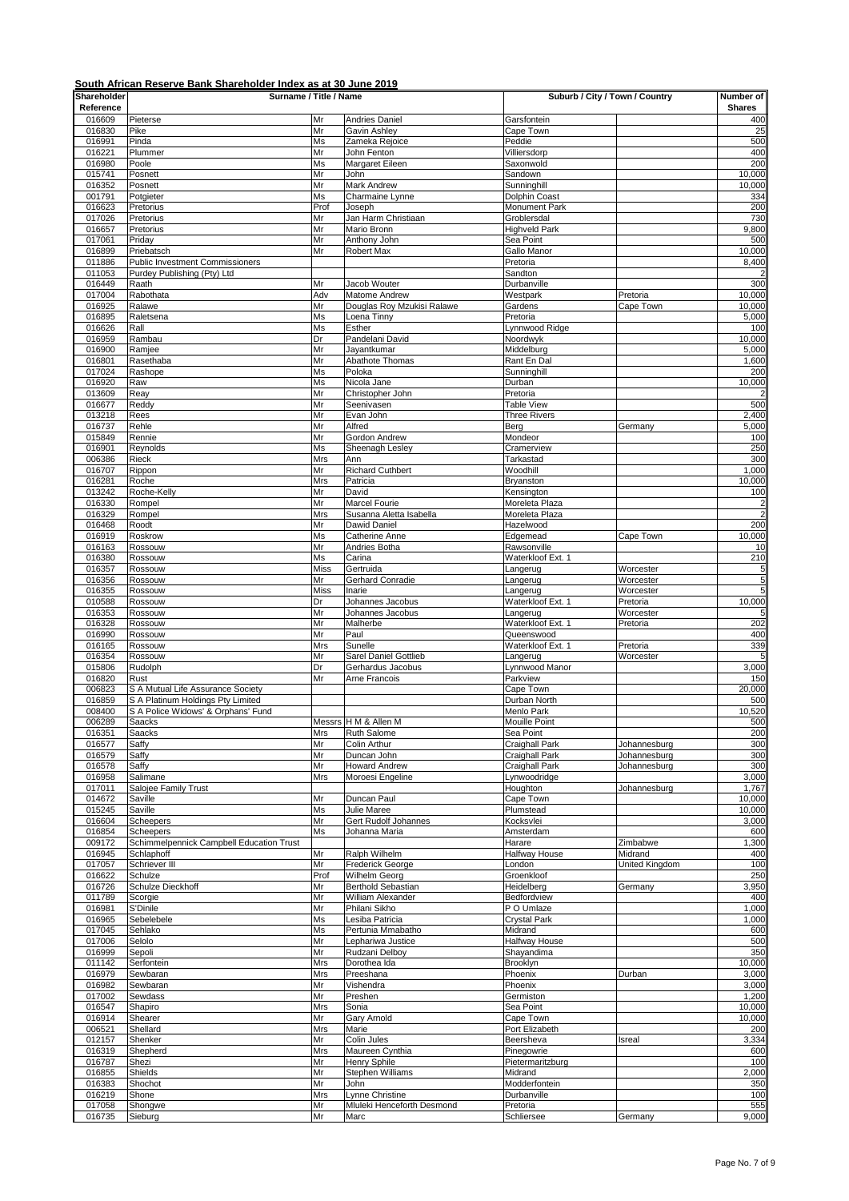**South African Reserve Bank Shareholder Index as at 30 June 2019**

| Shareholder Reference | Surname / Title / Name | | | Suburb / City / Town / Country | | Number of Shares |
|---|---|---|---|---|---|---|
| 016609 | Pieterse | Mr | Andries Daniel | Garsfontein | | 400 |
| 016830 | Pike | Mr | Gavin Ashley | Cape Town | | 25 |
| 016991 | Pinda | Ms | Zameka Rejoice | Peddie | | 500 |
| 016221 | Plummer | Mr | John Fenton | Villiersdorp | | 400 |
| 016980 | Poole | Ms | Margaret Eileen | Saxonwold | | 200 |
| 015741 | Posnett | Mr | John | Sandown | | 10,000 |
| 016352 | Posnett | Mr | Mark Andrew | Sunninghill | | 10,000 |
| 001791 | Potgieter | Ms | Charmaine Lynne | Dolphin Coast | | 334 |
| 016623 | Pretorius | Prof | Joseph | Monument Park | | 200 |
| 017026 | Pretorius | Mr | Jan Harm Christiaan | Groblersdal | | 730 |
| 016657 | Pretorius | Mr | Mario Bronn | Highveld Park | | 9,800 |
| 017061 | Priday | Mr | Anthony John | Sea Point | | 500 |
| 016899 | Priebatsch | Mr | Robert Max | Gallo Manor | | 10,000 |
| 011886 | Public Investment Commissioners | | | Pretoria | | 8,400 |
| 011053 | Purdey Publishing (Pty) Ltd | | | Sandton | | 2 |
| 016449 | Raath | Mr | Jacob Wouter | Durbanville | | 300 |
| 017004 | Rabothata | Adv | Matome Andrew | Westpark | Pretoria | 10,000 |
| 016925 | Ralawe | Mr | Douglas Roy Mzukisi Ralawe | Gardens | Cape Town | 10,000 |
| 016895 | Raletsena | Ms | Loena Tinny | Pretoria | | 5,000 |
| 016626 | Rall | Ms | Esther | Lynnwood Ridge | | 100 |
| 016959 | Rambau | Dr | Pandelani David | Noordwyk | | 10,000 |
| 016900 | Ramjee | Mr | Jayantkumar | Middelburg | | 5,000 |
| 016801 | Rasethaba | Mr | Abathote Thomas | Rant En Dal | | 1,600 |
| 017024 | Rashope | Ms | Poloka | Sunninghill | | 200 |
| 016920 | Raw | Ms | Nicola Jane | Durban | | 10,000 |
| 013609 | Reay | Mr | Christopher John | Pretoria | | 2 |
| 016677 | Reddy | Mr | Seenivasen | Table View | | 500 |
| 013218 | Rees | Mr | Evan John | Three Rivers | | 2,400 |
| 016737 | Rehle | Mr | Alfred | Berg | Germany | 5,000 |
| 015849 | Rennie | Mr | Gordon Andrew | Mondeor | | 100 |
| 016901 | Reynolds | Ms | Sheenagh Lesley | Cramerview | | 250 |
| 006386 | Rieck | Mrs | Ann | Tarkastad | | 300 |
| 016707 | Rippon | Mr | Richard Cuthbert | Woodhill | | 1,000 |
| 016281 | Roche | Mrs | Patricia | Bryanston | | 10,000 |
| 013242 | Roche-Kelly | Mr | David | Kensington | | 100 |
| 016330 | Rompel | Mr | Marcel Fourie | Moreleta Plaza | | 2 |
| 016329 | Rompel | Mrs | Susanna Aletta Isabella | Moreleta Plaza | | 2 |
| 016468 | Roodt | Mr | Dawid Daniel | Hazelwood | | 200 |
| 016919 | Roskrow | Ms | Catherine Anne | Edgemead | Cape Town | 10,000 |
| 016163 | Rossouw | Mr | Andries Botha | Rawsonville | | 10 |
| 016380 | Rossouw | Ms | Carina | Waterkloof Ext. 1 | | 210 |
| 016357 | Rossouw | Miss | Gertruida | Langerug | Worcester | 5 |
| 016356 | Rossouw | Mr | Gerhard Conradie | Langerug | Worcester | 5 |
| 016355 | Rossouw | Miss | Inarie | Langerug | Worcester | 5 |
| 010588 | Rossouw | Dr | Johannes Jacobus | Waterkloof Ext. 1 | Pretoria | 10,000 |
| 016353 | Rossouw | Mr | Johannes Jacobus | Langerug | Worcester | 5 |
| 016328 | Rossouw | Mr | Malherbe | Waterkloof Ext. 1 | Pretoria | 202 |
| 016990 | Rossouw | Mr | Paul | Queenswood | | 400 |
| 016165 | Rossouw | Mrs | Sunelle | Waterkloof Ext. 1 | Pretoria | 339 |
| 016354 | Rossouw | Mr | Sarel Daniel Gottlieb | Langerug | Worcester | 5 |
| 015806 | Rudolph | Dr | Gerhardus Jacobus | Lynnwood Manor | | 3,000 |
| 016820 | Rust | Mr | Arne Francois | Parkview | | 150 |
| 006823 | S A Mutual Life Assurance Society | | | Cape Town | | 20,000 |
| 016859 | S A Platinum Holdings Pty Limited | | | Durban North | | 500 |
| 008400 | S A Police Widows' & Orphans' Fund | | | Menlo Park | | 10,520 |
| 006289 | Saacks | Messrs | H M & Allen M | Mouille Point | | 500 |
| 016351 | Saacks | Mrs | Ruth Salome | Sea Point | | 200 |
| 016577 | Saffy | Mr | Colin Arthur | Craighall Park | Johannesburg | 300 |
| 016579 | Saffy | Mr | Duncan John | Craighall Park | Johannesburg | 300 |
| 016578 | Saffy | Mr | Howard Andrew | Craighall Park | Johannesburg | 300 |
| 016958 | Salimane | Mrs | Moroesi Engeline | Lynwoodridge | | 3,000 |
| 017011 | Salojee Family Trust | | | Houghton | Johannesburg | 1,767 |
| 014672 | Saville | Mr | Duncan Paul | Cape Town | | 10,000 |
| 015245 | Saville | Ms | Julie Maree | Plumstead | | 10,000 |
| 016604 | Scheepers | Mr | Gert Rudolf Johannes | Kocksvlei | | 3,000 |
| 016854 | Scheepers | Ms | Johanna Maria | Amsterdam | | 600 |
| 009172 | Schimmelpennick Campbell Education Trust | | | Harare | Zimbabwe | 1,300 |
| 016945 | Schlaphoff | Mr | Ralph Wilhelm | Halfway House | Midrand | 400 |
| 017057 | Schriever III | Mr | Frederick George | London | United Kingdom | 100 |
| 016622 | Schulze | Prof | Wilhelm Georg | Groenkloof | | 250 |
| 016726 | Schulze Dieckhoff | Mr | Berthold Sebastian | Heidelberg | Germany | 3,950 |
| 011789 | Scorgie | Mr | William Alexander | Bedfordview | | 400 |
| 016981 | S'Dinile | Mr | Philani Sikho | P O Umlaze | | 1,000 |
| 016965 | Sebelebele | Ms | Lesiba Patricia | Crystal Park | | 1,000 |
| 017045 | Sehlako | Ms | Pertunia Mmabatho | Midrand | | 600 |
| 017006 | Selolo | Mr | Lephariwa Justice | Halfway House | | 500 |
| 016999 | Sepoli | Mr | Rudzani Delboy | Shayandima | | 350 |
| 011142 | Serfontein | Mrs | Dorothea Ida | Brooklyn | | 10,000 |
| 016979 | Sewbaran | Mrs | Preeshana | Phoenix | Durban | 3,000 |
| 016982 | Sewbaran | Mr | Vishendra | Phoenix | | 3,000 |
| 017002 | Sewdass | Mr | Preshen | Germiston | | 1,200 |
| 016547 | Shapiro | Mrs | Sonia | Sea Point | | 10,000 |
| 016914 | Shearer | Mr | Gary Arnold | Cape Town | | 10,000 |
| 006521 | Shellard | Mrs | Marie | Port Elizabeth | | 200 |
| 012157 | Shenker | Mr | Colin Jules | Beersheva | Isreal | 3,334 |
| 016319 | Shepherd | Mrs | Maureen Cynthia | Pinegowrie | | 600 |
| 016787 | Shezi | Mr | Henry Sphile | Pietermaritzburg | | 100 |
| 016855 | Shields | Mr | Stephen Williams | Midrand | | 2,000 |
| 016383 | Shochot | Mr | John | Modderfontein | | 350 |
| 016219 | Shone | Mrs | Lynne Christine | Durbanville | | 100 |
| 017058 | Shongwe | Mr | Mluleki Henceforth Desmond | Pretoria | | 555 |
| 016735 | Sieburg | Mr | Marc | Schliersee | Germany | 9,000 |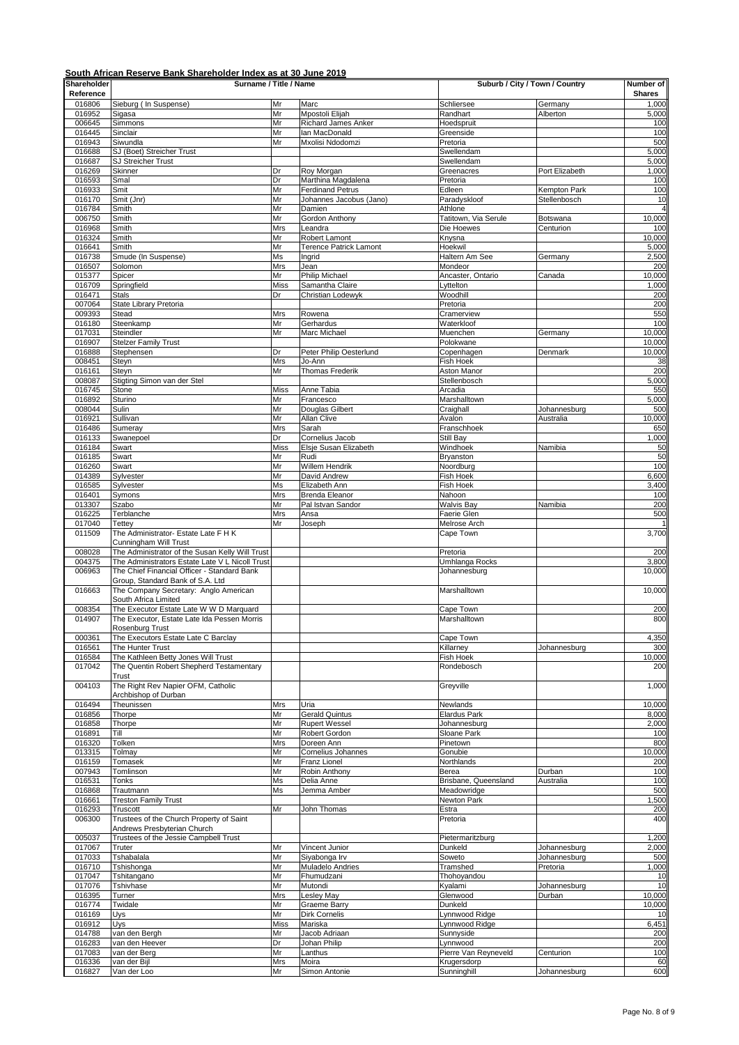**South African Reserve Bank Shareholder Index as at 30 June 2019**

| Shareholder Reference | Surname / Title / Name | | | Suburb / City / Town / Country | | Number of Shares |
|---|---|---|---|---|---|---|
| 016806 | Sieburg ( In Suspense) | Mr | Marc | Schliersee | Germany | 1,000 |
| 016952 | Sigasa | Mr | Mpostoli Elijah | Randhart | Alberton | 5,000 |
| 006645 | Simmons | Mr | Richard James Anker | Hoedspruit | | 100 |
| 016445 | Sinclair | Mr | Ian MacDonald | Greenside | | 100 |
| 016943 | Siwundla | Mr | Mxolisi Ndodomzi | Pretoria | | 500 |
| 016688 | SJ (Boet) Streicher Trust | | | Swellendam | | 5,000 |
| 016687 | SJ Streicher Trust | | | Swellendam | | 5,000 |
| 016269 | Skinner | Dr | Roy Morgan | Greenacres | Port Elizabeth | 1,000 |
| 016593 | Smal | Dr | Marthina Magdalena | Pretoria | | 100 |
| 016933 | Smit | Mr | Ferdinand Petrus | Edleen | Kempton Park | 100 |
| 016170 | Smit (Jnr) | Mr | Johannes Jacobus (Jano) | Paradyskloof | Stellenbosch | 10 |
| 016784 | Smith | Mr | Damien | Athlone | | 4 |
| 006750 | Smith | Mr | Gordon Anthony | Tatitown, Via Serule | Botswana | 10,000 |
| 016968 | Smith | Mrs | Leandra | Die Hoewes | Centurion | 100 |
| 016324 | Smith | Mr | Robert Lamont | Knysna | | 10,000 |
| 016641 | Smith | Mr | Terence Patrick Lamont | Hoekwil | | 5,000 |
| 016738 | Smude (In Suspense) | Ms | Ingrid | Haltern Am See | Germany | 2,500 |
| 016507 | Solomon | Mrs | Jean | Mondeor | | 200 |
| 015377 | Spicer | Mr | Philip Michael | Ancaster, Ontario | Canada | 10,000 |
| 016709 | Springfield | Miss | Samantha Claire | Lyttelton | | 1,000 |
| 016471 | Stals | Dr | Christian Lodewyk | Woodhill | | 200 |
| 007064 | State Library Pretoria | | | Pretoria | | 200 |
| 009393 | Stead | Mrs | Rowena | Cramerview | | 550 |
| 016180 | Steenkamp | Mr | Gerhardus | Waterkloof | | 100 |
| 017031 | Steindler | Mr | Marc Michael | Muenchen | Germany | 10,000 |
| 016907 | Stelzer Family Trust | | | Polokwane | | 10,000 |
| 016888 | Stephensen | Dr | Peter Philip Oesterlund | Copenhagen | Denmark | 10,000 |
| 008451 | Steyn | Mrs | Jo-Ann | Fish Hoek | | 38 |
| 016161 | Steyn | Mr | Thomas Frederik | Aston Manor | | 200 |
| 008087 | Stigting Simon van der Stel | | | Stellenbosch | | 5,000 |
| 016745 | Stone | Miss | Anne Tabia | Arcadia | | 550 |
| 016892 | Sturino | Mr | Francesco | Marshalltown | | 5,000 |
| 008044 | Sulin | Mr | Douglas Gilbert | Craighall | Johannesburg | 500 |
| 016921 | Sullivan | Mr | Allan Clive | Avalon | Australia | 10,000 |
| 016486 | Sumeray | Mrs | Sarah | Franschhoek | | 650 |
| 016133 | Swanepoel | Dr | Cornelius Jacob | Still Bay | | 1,000 |
| 016184 | Swart | Miss | Elsje Susan Elizabeth | Windhoek | Namibia | 50 |
| 016185 | Swart | Mr | Rudi | Bryanston | | 50 |
| 016260 | Swart | Mr | Willem Hendrik | Noordburg | | 100 |
| 014389 | Sylvester | Mr | David Andrew | Fish Hoek | | 6,600 |
| 016585 | Sylvester | Ms | Elizabeth Ann | Fish Hoek | | 3,400 |
| 016401 | Symons | Mrs | Brenda Eleanor | Nahoon | | 100 |
| 013307 | Szabo | Mr | Pal Istvan Sandor | Walvis Bay | Namibia | 200 |
| 016225 | Terblanche | Mrs | Ansa | Faerie Glen | | 500 |
| 017040 | Tettey | Mr | Joseph | Melrose Arch | | 1 |
| 011509 | The Administrator- Estate Late F H K Cunningham Will Trust | | | Cape Town | | 3,700 |
| 008028 | The Administrator of the Susan Kelly Will Trust | | | Pretoria | | 200 |
| 004375 | The Administrators Estate Late V L Nicoll Trust | | | Umhlanga Rocks | | 3,800 |
| 006963 | The Chief Financial Officer - Standard Bank Group, Standard Bank of S.A. Ltd | | | Johannesburg | | 10,000 |
| 016663 | The Company Secretary: Anglo American South Africa Limited | | | Marshalltown | | 10,000 |
| 008354 | The Executor Estate Late W W D Marquard | | | Cape Town | | 200 |
| 014907 | The Executor, Estate Late Ida Pessen Morris Rosenburg Trust | | | Marshalltown | | 800 |
| 000361 | The Executors Estate Late C Barclay | | | Cape Town | | 4,350 |
| 016561 | The Hunter Trust | | | Killarney | Johannesburg | 300 |
| 016584 | The Kathleen Betty Jones Will Trust | | | Fish Hoek | | 10,000 |
| 017042 | The Quentin Robert Shepherd Testamentary Trust | | | Rondebosch | | 200 |
| 004103 | The Right Rev Napier OFM, Catholic Archbishop of Durban | | | Greyville | | 1,000 |
| 016494 | Theunissen | Mrs | Uria | Newlands | | 10,000 |
| 016856 | Thorpe | Mr | Gerald Quintus | Elardus Park | | 8,000 |
| 016858 | Thorpe | Mr | Rupert Wessel | Johannesburg | | 2,000 |
| 016891 | Till | Mr | Robert Gordon | Sloane Park | | 100 |
| 016320 | Tolken | Mrs | Doreen Ann | Pinetown | | 800 |
| 013315 | Tolmay | Mr | Cornelius Johannes | Gonubie | | 10,000 |
| 016159 | Tomasek | Mr | Franz Lionel | Northlands | | 200 |
| 007943 | Tomlinson | Mr | Robin Anthony | Berea | Durban | 100 |
| 016531 | Tonks | Ms | Delia Anne | Brisbane, Queensland | Australia | 100 |
| 016868 | Trautmann | Ms | Jemma Amber | Meadowridge | | 500 |
| 016661 | Treston Family Trust | | | Newton Park | | 1,500 |
| 016293 | Truscott | Mr | John Thomas | Estra | | 200 |
| 006300 | Trustees of the Church Property of Saint Andrews Presbyterian Church | | | Pretoria | | 400 |
| 005037 | Trustees of the Jessie Campbell Trust | | | Pietermaritzburg | | 1,200 |
| 017067 | Truter | Mr | Vincent Junior | Dunkeld | Johannesburg | 2,000 |
| 017033 | Tshabalala | Mr | Siyabonga Irv | Soweto | Johannesburg | 500 |
| 016710 | Tshishonga | Mr | Muladelo Andries | Tramshed | Pretoria | 1,000 |
| 017047 | Tshitangano | Mr | Fhumudzani | Thohoyandou | | 10 |
| 017076 | Tshivhase | Mr | Mutondi | Kyalami | Johannesburg | 10 |
| 016395 | Turner | Mrs | Lesley May | Glenwood | Durban | 10,000 |
| 016774 | Twidale | Mr | Graeme Barry | Dunkeld | | 10,000 |
| 016169 | Uys | Mr | Dirk Cornelis | Lynnwood Ridge | | 10 |
| 016912 | Uys | Miss | Mariska | Lynnwood Ridge | | 6,451 |
| 014788 | van den Bergh | Mr | Jacob Adriaan | Sunnyside | | 200 |
| 016283 | van den Heever | Dr | Johan Philip | Lynnwood | | 200 |
| 017083 | van der Berg | Mr | Lanthus | Pierre Van Reyneveld | Centurion | 100 |
| 016336 | van der Bijl | Mrs | Moira | Krugersdorp | | 60 |
| 016827 | Van der Loo | Mr | Simon Antonie | Sunninghill | Johannesburg | 600 |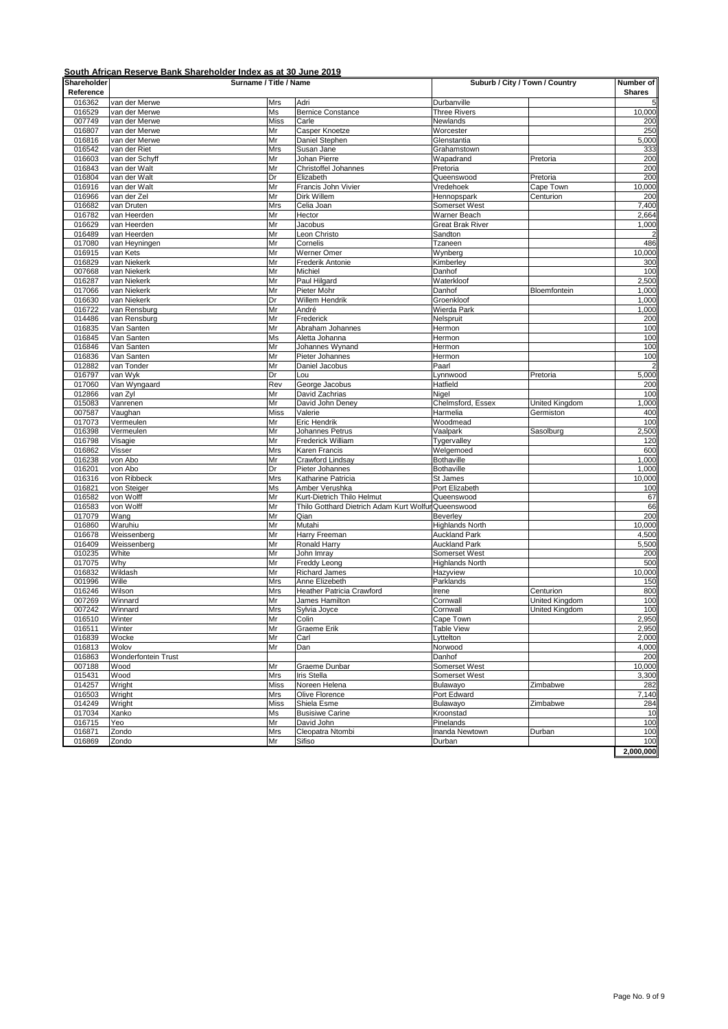**South African Reserve Bank Shareholder Index as at 30 June 2019**

| Shareholder Reference | Surname / Title / Name | | | Suburb / City / Town / Country | | Number of Shares |
|---|---|---|---|---|---|---|
| 016362 | van der Merwe | Mrs | Adri | Durbanville | | 5 |
| 016529 | van der Merwe | Ms | Bernice Constance | Three Rivers | | 10,000 |
| 007749 | van der Merwe | Miss | Carle | Newlands | | 200 |
| 016807 | van der Merwe | Mr | Casper Knoetze | Worcester | | 250 |
| 016816 | van der Merwe | Mr | Daniel Stephen | Glenstantia | | 5,000 |
| 016542 | van der Riet | Mrs | Susan Jane | Grahamstown | | 333 |
| 016603 | van der Schyff | Mr | Johan Pierre | Wapadrand | Pretoria | 200 |
| 016843 | van der Walt | Mr | Christoffel Johannes | Pretoria | | 200 |
| 016804 | van der Walt | Dr | Elizabeth | Queenswood | Pretoria | 200 |
| 016916 | van der Walt | Mr | Francis John Vivier | Vredehoek | Cape Town | 10,000 |
| 016966 | van der Zel | Mr | Dirk Willem | Hennopspark | Centurion | 200 |
| 016682 | van Druten | Mrs | Celia Joan | Somerset West | | 7,400 |
| 016782 | van Heerden | Mr | Hector | Warner Beach | | 2,664 |
| 016629 | van Heerden | Mr | Jacobus | Great Brak River | | 1,000 |
| 016489 | van Heerden | Mr | Leon Christo | Sandton | | 2 |
| 017080 | van Heyningen | Mr | Cornelis | Tzaneen | | 486 |
| 016915 | van Kets | Mr | Werner Omer | Wynberg | | 10,000 |
| 016829 | van Niekerk | Mr | Frederik Antonie | Kimberley | | 300 |
| 007668 | van Niekerk | Mr | Michiel | Danhof | | 100 |
| 016287 | van Niekerk | Mr | Paul Hilgard | Waterkloof | | 2,500 |
| 017066 | van Niekerk | Mr | Pieter Mohr | Danhof | Bloemfontein | 1,000 |
| 016630 | van Niekerk | Dr | Willem Hendrik | Groenkloof | | 1,000 |
| 016722 | van Rensburg | Mr | André | Wierda Park | | 1,000 |
| 014486 | van Rensburg | Mr | Frederick | Nelspruit | | 200 |
| 016835 | Van Santen | Mr | Abraham Johannes | Hermon | | 100 |
| 016845 | Van Santen | Ms | Aletta Johanna | Hermon | | 100 |
| 016846 | Van Santen | Mr | Johannes Wynand | Hermon | | 100 |
| 016836 | Van Santen | Mr | Pieter Johannes | Hermon | | 100 |
| 012882 | van Tonder | Mr | Daniel Jacobus | Paarl | | 2 |
| 016797 | van Wyk | Dr | Lou | Lynnwood | Pretoria | 5,000 |
| 017060 | Van Wyngaard | Rev | George Jacobus | Hatfield | | 200 |
| 012866 | van Zyl | Mr | David Zachrias | Nigel | | 100 |
| 015083 | Vanrenen | Mr | David John Deney | Chelmsford, Essex | United Kingdom | 1,000 |
| 007587 | Vaughan | Miss | Valerie | Harmelia | Germiston | 400 |
| 017073 | Vermeulen | Mr | Eric Hendrik | Woodmead | | 100 |
| 016398 | Vermeulen | Mr | Johannes Petrus | Vaalpark | Sasolburg | 2,500 |
| 016798 | Visagie | Mr | Frederick William | Tygervalley | | 120 |
| 016862 | Visser | Mrs | Karen Francis | Welgemoed | | 600 |
| 016238 | von Abo | Mr | Crawford Lindsay | Bothaville | | 1,000 |
| 016201 | von Abo | Dr | Pieter Johannes | Bothaville | | 1,000 |
| 016316 | von Ribbeck | Mrs | Katharine Patricia | St James | | 10,000 |
| 016821 | von Steiger | Ms | Amber Verushka | Port Elizabeth | | 100 |
| 016582 | von Wolff | Mr | Kurt-Dietrich Thilo Helmut | Queenswood | | 67 |
| 016583 | von Wolff | Mr | Thilo Gotthard Dietrich Adam Kurt Wolfur | Queenswood | | 66 |
| 017079 | Wang | Mr | Qian | Beverley | | 200 |
| 016860 | Waruhiu | Mr | Mutahi | Highlands North | | 10,000 |
| 016678 | Weissenberg | Mr | Harry Freeman | Auckland Park | | 4,500 |
| 016409 | Weissenberg | Mr | Ronald Harry | Auckland Park | | 5,500 |
| 010235 | White | Mr | John Imray | Somerset West | | 200 |
| 017075 | Why | Mr | Freddy Leong | Highlands North | | 500 |
| 016832 | Wildash | Mr | Richard James | Hazyview | | 10,000 |
| 001996 | Wille | Mrs | Anne Elizebeth | Parklands | | 150 |
| 016246 | Wilson | Mrs | Heather Patricia Crawford | Irene | Centurion | 800 |
| 007269 | Winnard | Mr | James Hamilton | Cornwall | United Kingdom | 100 |
| 007242 | Winnard | Mrs | Sylvia Joyce | Cornwall | United Kingdom | 100 |
| 016510 | Winter | Mr | Colin | Cape Town | | 2,950 |
| 016511 | Winter | Mr | Graeme Erik | Table View | | 2,950 |
| 016839 | Wocke | Mr | Carl | Lyttelton | | 2,000 |
| 016813 | Wolov | Mr | Dan | Norwood | | 4,000 |
| 016863 | Wonderfontein Trust | | | Danhof | | 200 |
| 007188 | Wood | Mr | Graeme Dunbar | Somerset West | | 10,000 |
| 015431 | Wood | Mrs | Iris Stella | Somerset West | | 3,300 |
| 014257 | Wright | Miss | Noreen Helena | Bulawayo | Zimbabwe | 282 |
| 016503 | Wright | Mrs | Olive Florence | Port Edward | | 7,140 |
| 014249 | Wright | Miss | Shiela Esme | Bulawayo | Zimbabwe | 284 |
| 017034 | Xanko | Ms | Busisiwe Carine | Kroonstad | | 10 |
| 016715 | Yeo | Mr | David John | Pinelands | | 100 |
| 016871 | Zondo | Mrs | Cleopatra Ntombi | Inanda Newtown | Durban | 100 |
| 016869 | Zondo | Mr | Sifiso | Durban | | 100 |
| | | | | | | 2,000,000 |